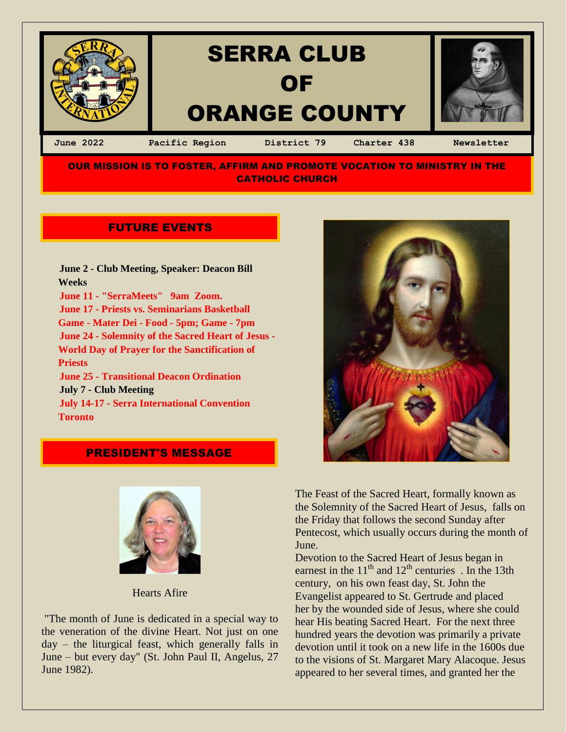# SERRA CLUB OF ORANGE COUNTY

June 2022 | Pacific Region | District 79 | Charter 438 | Newsletter

**OUR MISSION IS TO FOSTER, AFFIRM AND PROMOTE VOCATION TO MINISTRY IN THE CATHOLIC CHURCH**

## FUTURE EVENTS

**June 2 - Club Meeting, Speaker: Deacon Bill Weeks**
**June 11 - "SerraMeets" 9am Zoom.**
**June 17 - Priests vs. Seminarians Basketball Game - Mater Dei - Food - 5pm; Game - 7pm**
**June 24 - Solemnity of the Sacred Heart of Jesus - World Day of Prayer for the Sanctification of Priests**
**June 25 - Transitional Deacon Ordination**
**July 7 - Club Meeting**
**July 14-17 - Serra International Convention Toronto**

## PRESIDENT'S MESSAGE

Hearts Afire

"The month of June is dedicated in a special way to the veneration of the divine Heart. Not just on one day – the liturgical feast, which generally falls in June – but every day" (St. John Paul II, Angelus, 27 June 1982).

The Feast of the Sacred Heart, formally known as the Solemnity of the Sacred Heart of Jesus, falls on the Friday that follows the second Sunday after Pentecost, which usually occurs during the month of June.

Devotion to the Sacred Heart of Jesus began in earnest in the 11th and 12th centuries . In the 13th century, on his own feast day, St. John the Evangelist appeared to St. Gertrude and placed her by the wounded side of Jesus, where she could hear His beating Sacred Heart. For the next three hundred years the devotion was primarily a private devotion until it took on a new life in the 1600s due to the visions of St. Margaret Mary Alacoque. Jesus appeared to her several times, and granted her the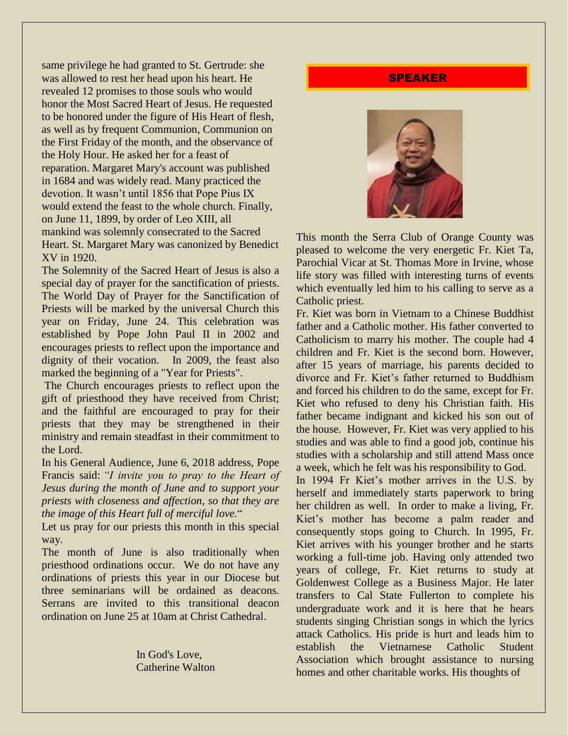same privilege he had granted to St. Gertrude: she was allowed to rest her head upon his heart. He revealed 12 promises to those souls who would honor the Most Sacred Heart of Jesus. He requested to be honored under the figure of His Heart of flesh, as well as by frequent Communion, Communion on the First Friday of the month, and the observance of the Holy Hour. He asked her for a feast of reparation. Margaret Mary's account was published in 1684 and was widely read. Many practiced the devotion. It wasn't until 1856 that Pope Pius IX would extend the feast to the whole church. Finally, on June 11, 1899, by order of Leo XIII, all mankind was solemnly consecrated to the Sacred Heart. St. Margaret Mary was canonized by Benedict XV in 1920.

The Solemnity of the Sacred Heart of Jesus is also a special day of prayer for the sanctification of priests. The World Day of Prayer for the Sanctification of Priests will be marked by the universal Church this year on Friday, June 24. This celebration was established by Pope John Paul II in 2002 and encourages priests to reflect upon the importance and dignity of their vocation. In 2009, the feast also marked the beginning of a "Year for Priests".

The Church encourages priests to reflect upon the gift of priesthood they have received from Christ; and the faithful are encouraged to pray for their priests that they may be strengthened in their ministry and remain steadfast in their commitment to the Lord.

In his General Audience, June 6, 2018 address, Pope Francis said: *"I invite you to pray to the Heart of Jesus during the month of June and to support your priests with closeness and affection, so that they are the image of this Heart full of merciful love.*"

Let us pray for our priests this month in this special way.

The month of June is also traditionally when priesthood ordinations occur. We do not have any ordinations of priests this year in our Diocese but three seminarians will be ordained as deacons. Serrans are invited to this transitional deacon ordination on June 25 at 10am at Christ Cathedral.

In God's Love,
Catherine Walton

## SPEAKER

This month the Serra Club of Orange County was pleased to welcome the very energetic Fr. Kiet Ta, Parochial Vicar at St. Thomas More in Irvine, whose life story was filled with interesting turns of events which eventually led him to his calling to serve as a Catholic priest.

Fr. Kiet was born in Vietnam to a Chinese Buddhist father and a Catholic mother. His father converted to Catholicism to marry his mother. The couple had 4 children and Fr. Kiet is the second born. However, after 15 years of marriage, his parents decided to divorce and Fr. Kiet's father returned to Buddhism and forced his children to do the same, except for Fr. Kiet who refused to deny his Christian faith. His father became indignant and kicked his son out of the house. However, Fr. Kiet was very applied to his studies and was able to find a good job, continue his studies with a scholarship and still attend Mass once a week, which he felt was his responsibility to God.

In 1994 Fr Kiet's mother arrives in the U.S. by herself and immediately starts paperwork to bring her children as well. In order to make a living, Fr. Kiet's mother has become a palm reader and consequently stops going to Church. In 1995, Fr. Kiet arrives with his younger brother and he starts working a full-time job. Having only attended two years of college, Fr. Kiet returns to study at Goldenwest College as a Business Major. He later transfers to Cal State Fullerton to complete his undergraduate work and it is here that he hears students singing Christian songs in which the lyrics attack Catholics. His pride is hurt and leads him to establish the Vietnamese Catholic Student Association which brought assistance to nursing homes and other charitable works. His thoughts of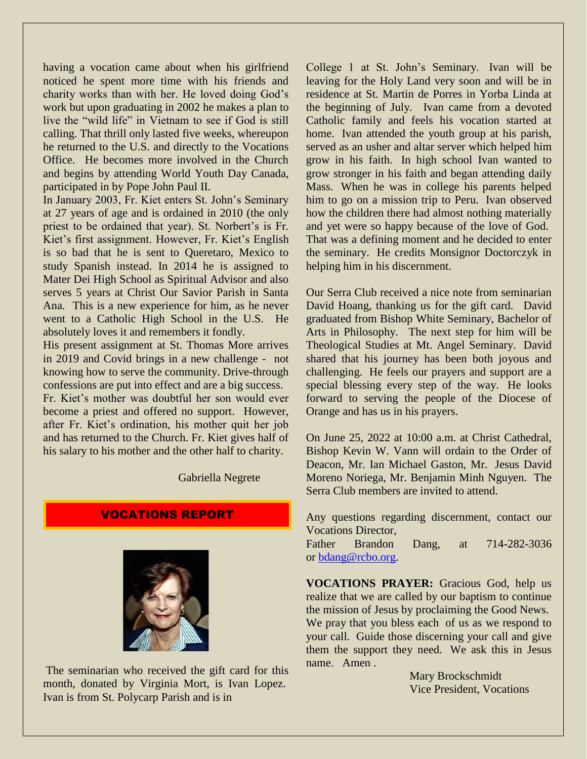having a vocation came about when his girlfriend noticed he spent more time with his friends and charity works than with her. He loved doing God's work but upon graduating in 2002 he makes a plan to live the "wild life" in Vietnam to see if God is still calling. That thrill only lasted five weeks, whereupon he returned to the U.S. and directly to the Vocations Office. He becomes more involved in the Church and begins by attending World Youth Day Canada, participated in by Pope John Paul II.

In January 2003, Fr. Kiet enters St. John's Seminary at 27 years of age and is ordained in 2010 (the only priest to be ordained that year). St. Norbert's is Fr. Kiet's first assignment. However, Fr. Kiet's English is so bad that he is sent to Queretaro, Mexico to study Spanish instead. In 2014 he is assigned to Mater Dei High School as Spiritual Advisor and also serves 5 years at Christ Our Savior Parish in Santa Ana. This is a new experience for him, as he never went to a Catholic High School in the U.S. He absolutely loves it and remembers it fondly.

His present assignment at St. Thomas More arrives in 2019 and Covid brings in a new challenge - not knowing how to serve the community. Drive-through confessions are put into effect and are a big success.

Fr. Kiet's mother was doubtful her son would ever become a priest and offered no support. However, after Fr. Kiet's ordination, his mother quit her job and has returned to the Church. Fr. Kiet gives half of his salary to his mother and the other half to charity.

Gabriella Negrete

## VOCATIONS REPORT

The seminarian who received the gift card for this month, donated by Virginia Mort, is Ivan Lopez. Ivan is from St. Polycarp Parish and is in College 1 at St. John's Seminary. Ivan will be leaving for the Holy Land very soon and will be in residence at St. Martin de Porres in Yorba Linda at the beginning of July. Ivan came from a devoted Catholic family and feels his vocation started at home. Ivan attended the youth group at his parish, served as an usher and altar server which helped him grow in his faith. In high school Ivan wanted to grow stronger in his faith and began attending daily Mass. When he was in college his parents helped him to go on a mission trip to Peru. Ivan observed how the children there had almost nothing materially and yet were so happy because of the love of God. That was a defining moment and he decided to enter the seminary. He credits Monsignor Doctorczyk in helping him in his discernment.

Our Serra Club received a nice note from seminarian David Hoang, thanking us for the gift card. David graduated from Bishop White Seminary, Bachelor of Arts in Philosophy. The next step for him will be Theological Studies at Mt. Angel Seminary. David shared that his journey has been both joyous and challenging. He feels our prayers and support are a special blessing every step of the way. He looks forward to serving the people of the Diocese of Orange and has us in his prayers.

On June 25, 2022 at 10:00 a.m. at Christ Cathedral, Bishop Kevin W. Vann will ordain to the Order of Deacon, Mr. Ian Michael Gaston, Mr. Jesus David Moreno Noriega, Mr. Benjamin Minh Nguyen. The Serra Club members are invited to attend.

Any questions regarding discernment, contact our Vocations Director,
Father Brandon Dang, at 714-282-3036 or bdang@rcbo.org.

**VOCATIONS PRAYER:** Gracious God, help us realize that we are called by our baptism to continue the mission of Jesus by proclaiming the Good News. We pray that you bless each of us as we respond to your call. Guide those discerning your call and give them the support they need. We ask this in Jesus name. Amen .

Mary Brockschmidt
Vice President, Vocations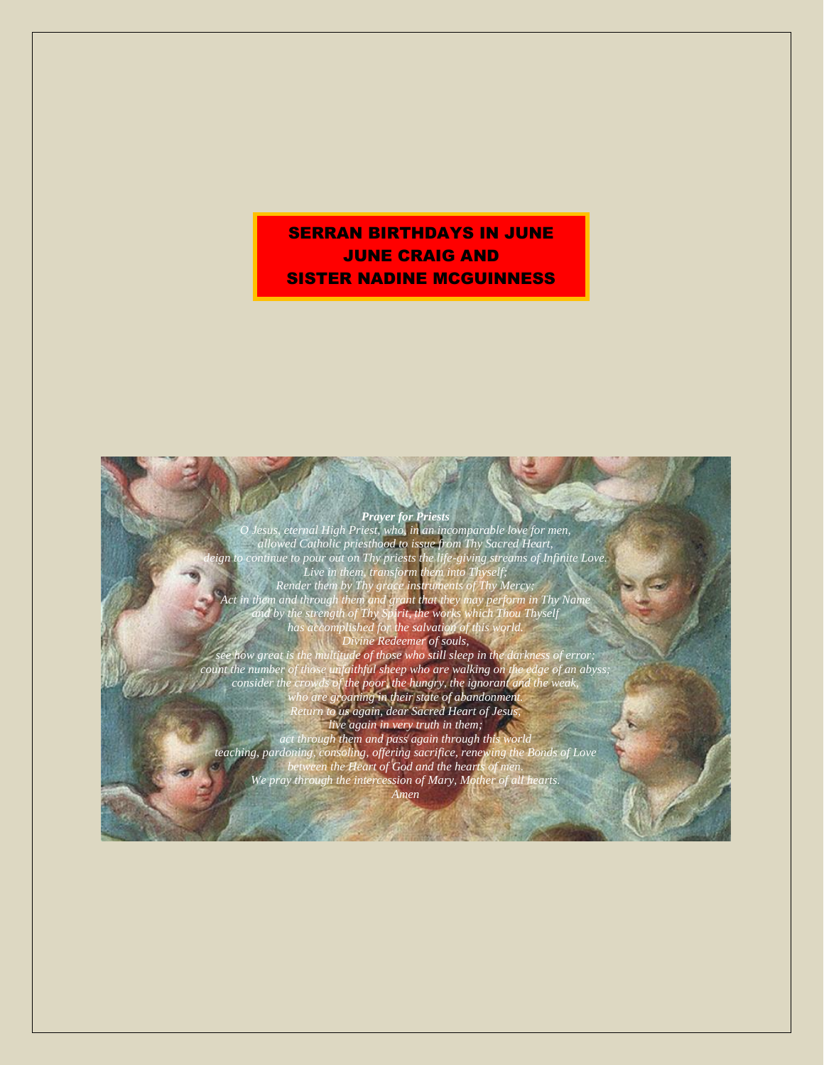**SERRAN BIRTHDAYS IN JUNE**
**JUNE CRAIG AND**
**SISTER NADINE MCGUINNESS**

***Prayer for Priests***

*O Jesus, eternal High Priest, who, in an incomparable love for men,*
*allowed Catholic priesthood to issue from Thy Sacred Heart,*
*deign to continue to pour out on Thy priests the life-giving streams of Infinite Love.*
*Live in them, transform them into Thyself;*
*Render them by Thy grace instruments of Thy Mercy;*
*Act in them and through them and grant that they may perform in Thy Name*
*and by the strength of Thy Spirit, the works which Thou Thyself*
*has accomplished for the salvation of this world.*
*Divine Redeemer of souls,*
*see how great is the multitude of those who still sleep in the darkness of error;*
*count the number of those unfaithful sheep who are walking on the edge of an abyss;*
*consider the crowds of the poor, the hungry, the ignorant and the weak,*
*who are groaning in their state of abandonment.*
*Return to us again, dear Sacred Heart of Jesus,*
*live again in very truth in them;*
*act through them and pass again through this world*
*teaching, pardoning, consoling, offering sacrifice, renewing the Bonds of Love*
*between the Heart of God and the hearts of men.*
*We pray through the intercession of Mary, Mother of all hearts.*
*Amen*